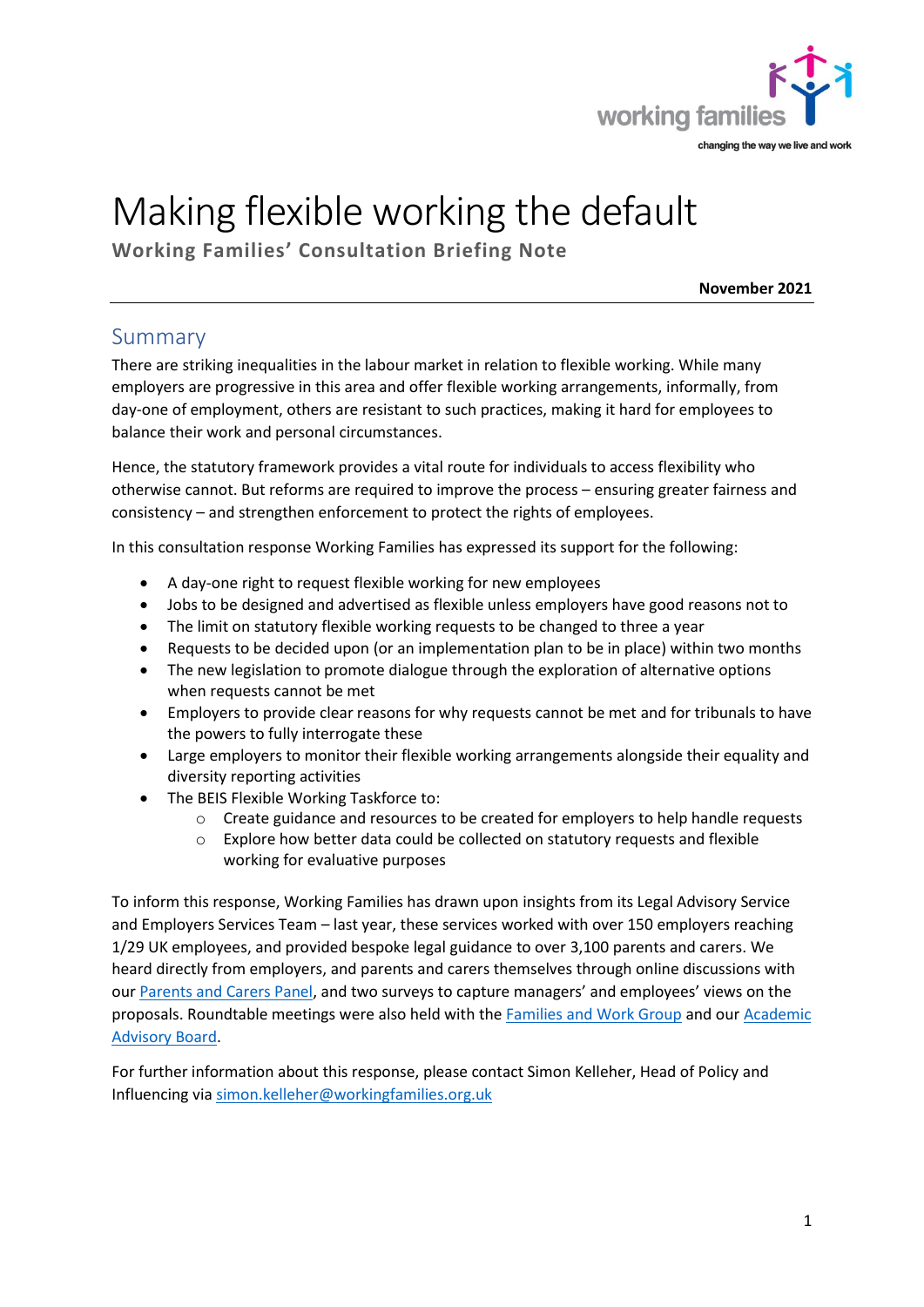# Making flexible working the default

**Working Families' Consultation Briefing Note**

**November 2021**

## Summary

There are striking inequalities in the labour market in relation to flexible working. While many employers are progressive in this area and offer flexible working arrangements, informally, from day-one of employment, others are resistant to such practices, making it hard for employees to balance their work and personal circumstances.

Hence, the statutory framework provides a vital route for individuals to access flexibility who otherwise cannot. But reforms are required to improve the process – ensuring greater fairness and consistency – and strengthen enforcement to protect the rights of employees.

In this consultation response Working Families has expressed its support for the following:

- A day-one right to request flexible working for new employees
- Jobs to be designed and advertised as flexible unless employers have good reasons not to
- The limit on statutory flexible working requests to be changed to three a year
- Requests to be decided upon (or an implementation plan to be in place) within two months
- The new legislation to promote dialogue through the exploration of alternative options when requests cannot be met
- Employers to provide clear reasons for why requests cannot be met and for tribunals to have the powers to fully interrogate these
- Large employers to monitor their flexible working arrangements alongside their equality and diversity reporting activities
- The BEIS Flexible Working Taskforce to:
  - Create guidance and resources to be created for employers to help handle requests
  - Explore how better data could be collected on statutory requests and flexible working for evaluative purposes

To inform this response, Working Families has drawn upon insights from its Legal Advisory Service and Employers Services Team – last year, these services worked with over 150 employers reaching 1/29 UK employees, and provided bespoke legal guidance to over 3,100 parents and carers. We heard directly from employers, and parents and carers themselves through online discussions with our Parents and Carers Panel, and two surveys to capture managers' and employees' views on the proposals. Roundtable meetings were also held with the Families and Work Group and our Academic Advisory Board.

For further information about this response, please contact Simon Kelleher, Head of Policy and Influencing via simon.kelleher@workingfamilies.org.uk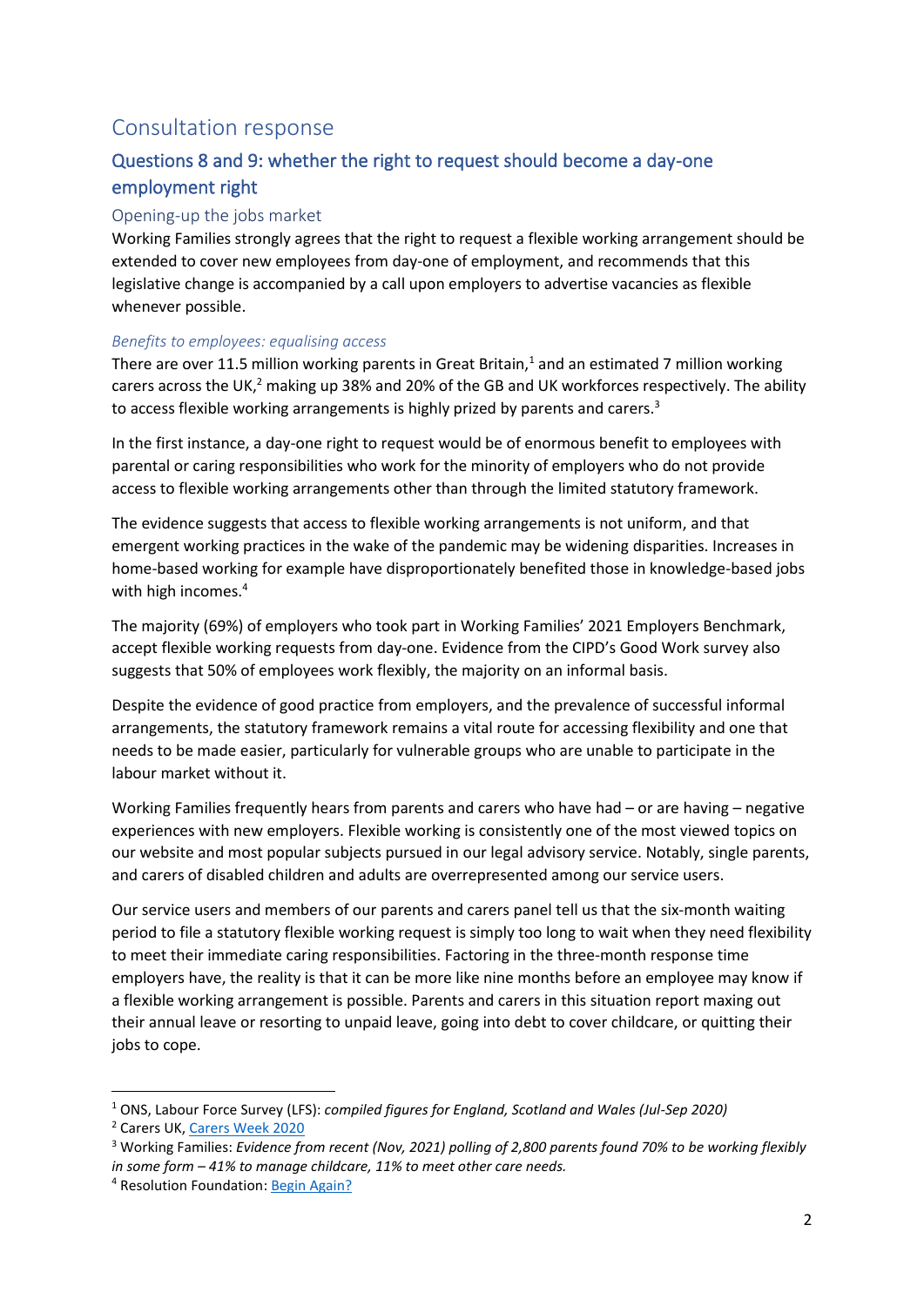# Consultation response

## Questions 8 and 9: whether the right to request should become a day-one employment right

### Opening-up the jobs market

Working Families strongly agrees that the right to request a flexible working arrangement should be extended to cover new employees from day-one of employment, and recommends that this legislative change is accompanied by a call upon employers to advertise vacancies as flexible whenever possible.

#### *Benefits to employees: equalising access*

There are over 11.5 million working parents in Great Britain,[1] and an estimated 7 million working carers across the UK,[2] making up 38% and 20% of the GB and UK workforces respectively. The ability to access flexible working arrangements is highly prized by parents and carers.[3]

In the first instance, a day-one right to request would be of enormous benefit to employees with parental or caring responsibilities who work for the minority of employers who do not provide access to flexible working arrangements other than through the limited statutory framework.

The evidence suggests that access to flexible working arrangements is not uniform, and that emergent working practices in the wake of the pandemic may be widening disparities. Increases in home-based working for example have disproportionately benefited those in knowledge-based jobs with high incomes.[4]

The majority (69%) of employers who took part in Working Families' 2021 Employers Benchmark, accept flexible working requests from day-one. Evidence from the CIPD's Good Work survey also suggests that 50% of employees work flexibly, the majority on an informal basis.

Despite the evidence of good practice from employers, and the prevalence of successful informal arrangements, the statutory framework remains a vital route for accessing flexibility and one that needs to be made easier, particularly for vulnerable groups who are unable to participate in the labour market without it.

Working Families frequently hears from parents and carers who have had – or are having – negative experiences with new employers. Flexible working is consistently one of the most viewed topics on our website and most popular subjects pursued in our legal advisory service. Notably, single parents, and carers of disabled children and adults are overrepresented among our service users.

Our service users and members of our parents and carers panel tell us that the six-month waiting period to file a statutory flexible working request is simply too long to wait when they need flexibility to meet their immediate caring responsibilities. Factoring in the three-month response time employers have, the reality is that it can be more like nine months before an employee may know if a flexible working arrangement is possible. Parents and carers in this situation report maxing out their annual leave or resorting to unpaid leave, going into debt to cover childcare, or quitting their jobs to cope.

---

[1] ONS, Labour Force Survey (LFS): *compiled figures for England, Scotland and Wales (Jul-Sep 2020)*

[2] Carers UK, Carers Week 2020

[3] Working Families: *Evidence from recent (Nov, 2021) polling of 2,800 parents found 70% to be working flexibly in some form – 41% to manage childcare, 11% to meet other care needs.*

[4] Resolution Foundation: Begin Again?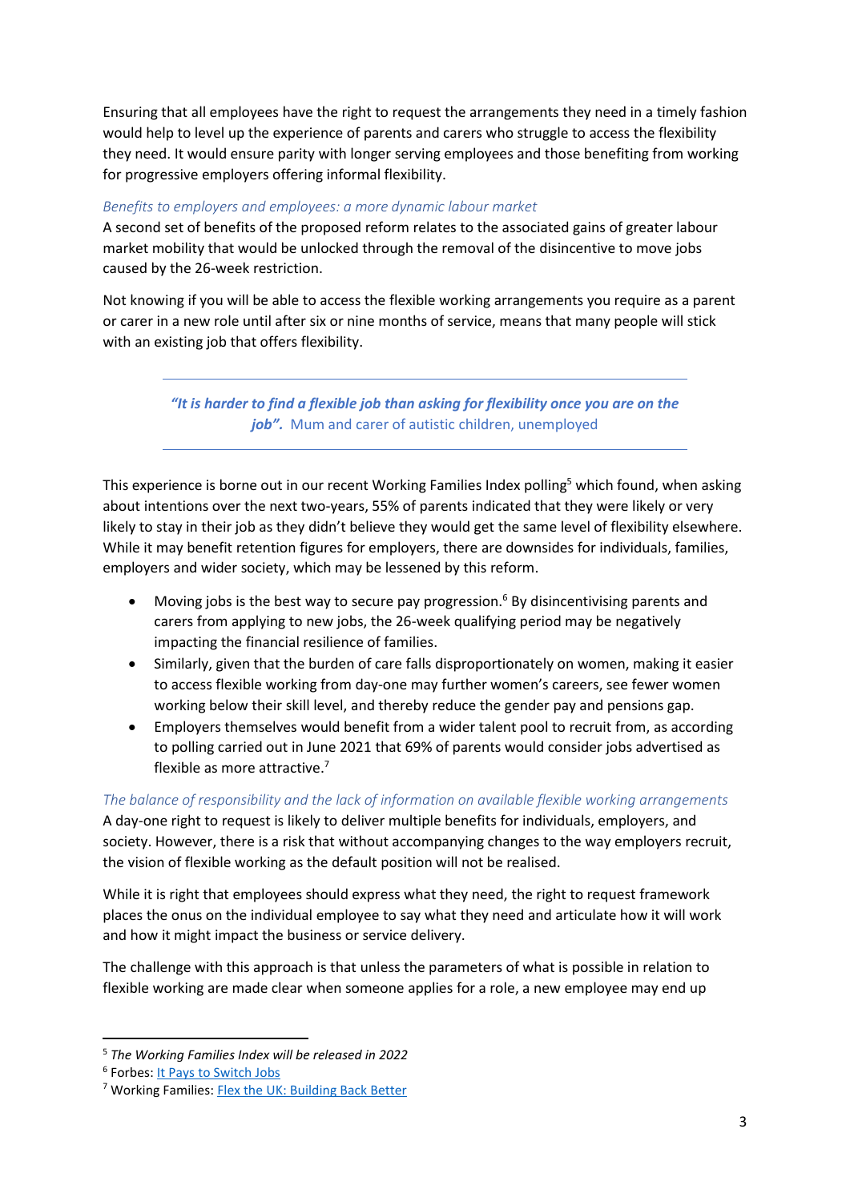Ensuring that all employees have the right to request the arrangements they need in a timely fashion would help to level up the experience of parents and carers who struggle to access the flexibility they need. It would ensure parity with longer serving employees and those benefiting from working for progressive employers offering informal flexibility.

### *Benefits to employers and employees: a more dynamic labour market*

A second set of benefits of the proposed reform relates to the associated gains of greater labour market mobility that would be unlocked through the removal of the disincentive to move jobs caused by the 26-week restriction.

Not knowing if you will be able to access the flexible working arrangements you require as a parent or carer in a new role until after six or nine months of service, means that many people will stick with an existing job that offers flexibility.

---

> ***"It is harder to find a flexible job than asking for flexibility once you are on the job".*** Mum and carer of autistic children, unemployed

---

This experience is borne out in our recent Working Families Index polling[5] which found, when asking about intentions over the next two-years, 55% of parents indicated that they were likely or very likely to stay in their job as they didn't believe they would get the same level of flexibility elsewhere. While it may benefit retention figures for employers, there are downsides for individuals, families, employers and wider society, which may be lessened by this reform.

- Moving jobs is the best way to secure pay progression.[6] By disincentivising parents and carers from applying to new jobs, the 26-week qualifying period may be negatively impacting the financial resilience of families.
- Similarly, given that the burden of care falls disproportionately on women, making it easier to access flexible working from day-one may further women's careers, see fewer women working below their skill level, and thereby reduce the gender pay and pensions gap.
- Employers themselves would benefit from a wider talent pool to recruit from, as according to polling carried out in June 2021 that 69% of parents would consider jobs advertised as flexible as more attractive.[7]

### *The balance of responsibility and the lack of information on available flexible working arrangements*

A day-one right to request is likely to deliver multiple benefits for individuals, employers, and society. However, there is a risk that without accompanying changes to the way employers recruit, the vision of flexible working as the default position will not be realised.

While it is right that employees should express what they need, the right to request framework places the onus on the individual employee to say what they need and articulate how it will work and how it might impact the business or service delivery.

The challenge with this approach is that unless the parameters of what is possible in relation to flexible working are made clear when someone applies for a role, a new employee may end up

---

[5] *The Working Families Index will be released in 2022*

[6] Forbes: It Pays to Switch Jobs

[7] Working Families: Flex the UK: Building Back Better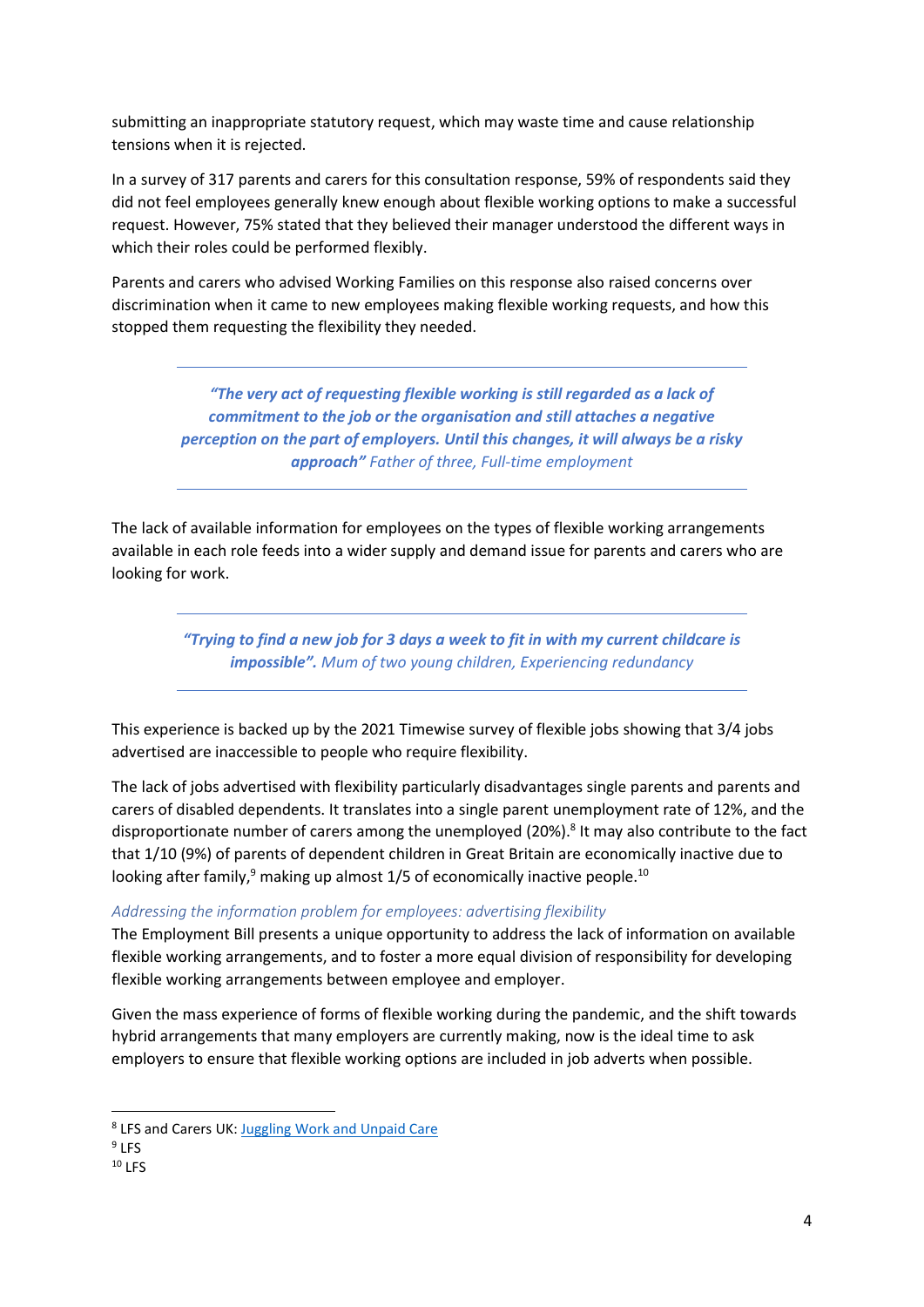submitting an inappropriate statutory request, which may waste time and cause relationship tensions when it is rejected.

In a survey of 317 parents and carers for this consultation response, 59% of respondents said they did not feel employees generally knew enough about flexible working options to make a successful request. However, 75% stated that they believed their manager understood the different ways in which their roles could be performed flexibly.

Parents and carers who advised Working Families on this response also raised concerns over discrimination when it came to new employees making flexible working requests, and how this stopped them requesting the flexibility they needed.

> ***"The very act of requesting flexible working is still regarded as a lack of commitment to the job or the organisation and still attaches a negative perception on the part of employers. Until this changes, it will always be a risky approach"*** *Father of three, Full-time employment*

The lack of available information for employees on the types of flexible working arrangements available in each role feeds into a wider supply and demand issue for parents and carers who are looking for work.

> ***"Trying to find a new job for 3 days a week to fit in with my current childcare is impossible".*** *Mum of two young children, Experiencing redundancy*

This experience is backed up by the 2021 Timewise survey of flexible jobs showing that 3/4 jobs advertised are inaccessible to people who require flexibility.

The lack of jobs advertised with flexibility particularly disadvantages single parents and parents and carers of disabled dependents. It translates into a single parent unemployment rate of 12%, and the disproportionate number of carers among the unemployed (20%).[8] It may also contribute to the fact that 1/10 (9%) of parents of dependent children in Great Britain are economically inactive due to looking after family,[9] making up almost 1/5 of economically inactive people.[10]

*Addressing the information problem for employees: advertising flexibility*

The Employment Bill presents a unique opportunity to address the lack of information on available flexible working arrangements, and to foster a more equal division of responsibility for developing flexible working arrangements between employee and employer.

Given the mass experience of forms of flexible working during the pandemic, and the shift towards hybrid arrangements that many employers are currently making, now is the ideal time to ask employers to ensure that flexible working options are included in job adverts when possible.

---

[8] LFS and Carers UK: Juggling Work and Unpaid Care

[9] LFS

[10] LFS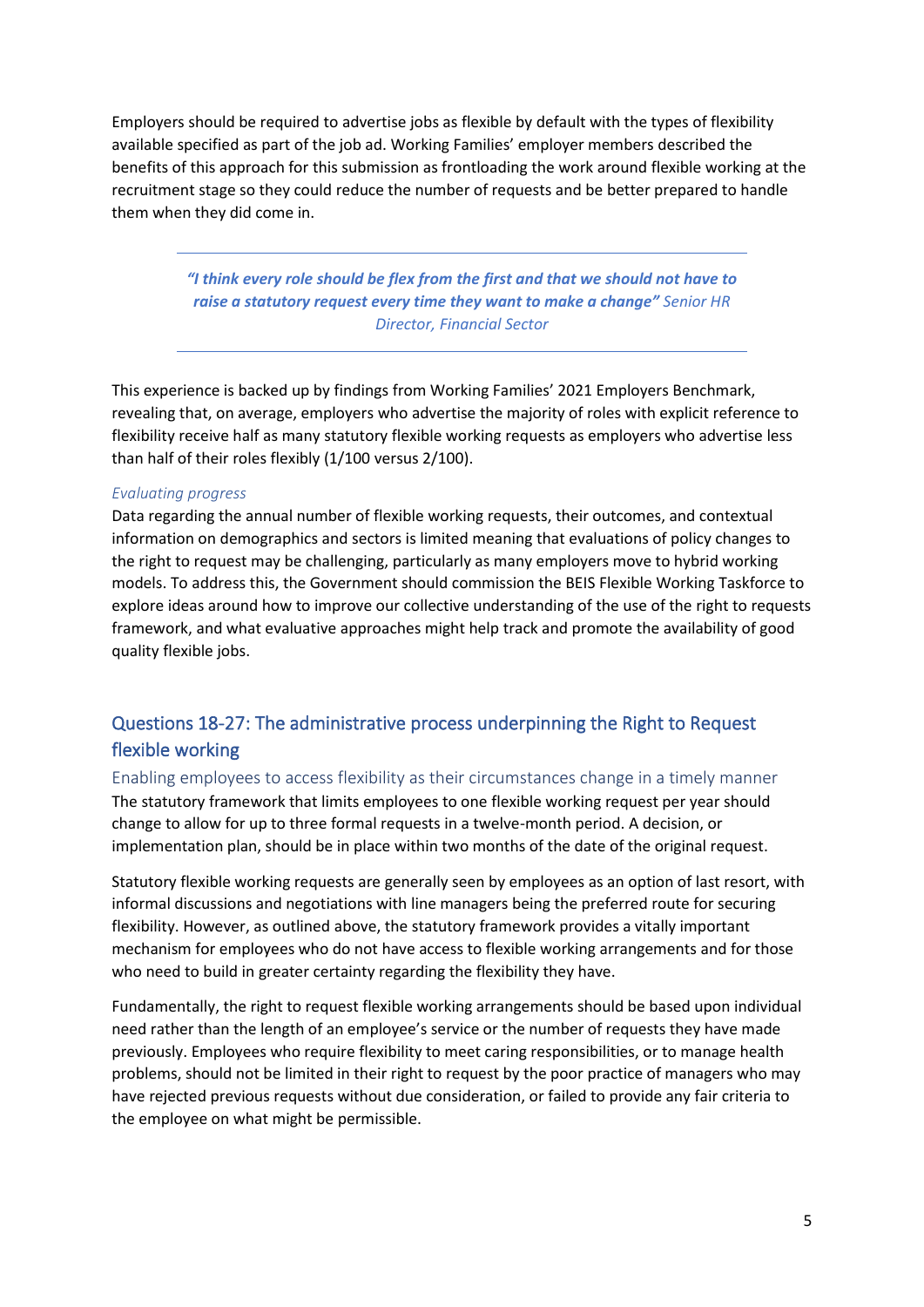Employers should be required to advertise jobs as flexible by default with the types of flexibility available specified as part of the job ad. Working Families' employer members described the benefits of this approach for this submission as frontloading the work around flexible working at the recruitment stage so they could reduce the number of requests and be better prepared to handle them when they did come in.

> ***"I think every role should be flex from the first and that we should not have to raise a statutory request every time they want to make a change"*** *Senior HR Director, Financial Sector*

This experience is backed up by findings from Working Families' 2021 Employers Benchmark, revealing that, on average, employers who advertise the majority of roles with explicit reference to flexibility receive half as many statutory flexible working requests as employers who advertise less than half of their roles flexibly (1/100 versus 2/100).

*Evaluating progress*

Data regarding the annual number of flexible working requests, their outcomes, and contextual information on demographics and sectors is limited meaning that evaluations of policy changes to the right to request may be challenging, particularly as many employers move to hybrid working models. To address this, the Government should commission the BEIS Flexible Working Taskforce to explore ideas around how to improve our collective understanding of the use of the right to requests framework, and what evaluative approaches might help track and promote the availability of good quality flexible jobs.

## Questions 18-27: The administrative process underpinning the Right to Request flexible working

### Enabling employees to access flexibility as their circumstances change in a timely manner

The statutory framework that limits employees to one flexible working request per year should change to allow for up to three formal requests in a twelve-month period. A decision, or implementation plan, should be in place within two months of the date of the original request.

Statutory flexible working requests are generally seen by employees as an option of last resort, with informal discussions and negotiations with line managers being the preferred route for securing flexibility. However, as outlined above, the statutory framework provides a vitally important mechanism for employees who do not have access to flexible working arrangements and for those who need to build in greater certainty regarding the flexibility they have.

Fundamentally, the right to request flexible working arrangements should be based upon individual need rather than the length of an employee's service or the number of requests they have made previously. Employees who require flexibility to meet caring responsibilities, or to manage health problems, should not be limited in their right to request by the poor practice of managers who may have rejected previous requests without due consideration, or failed to provide any fair criteria to the employee on what might be permissible.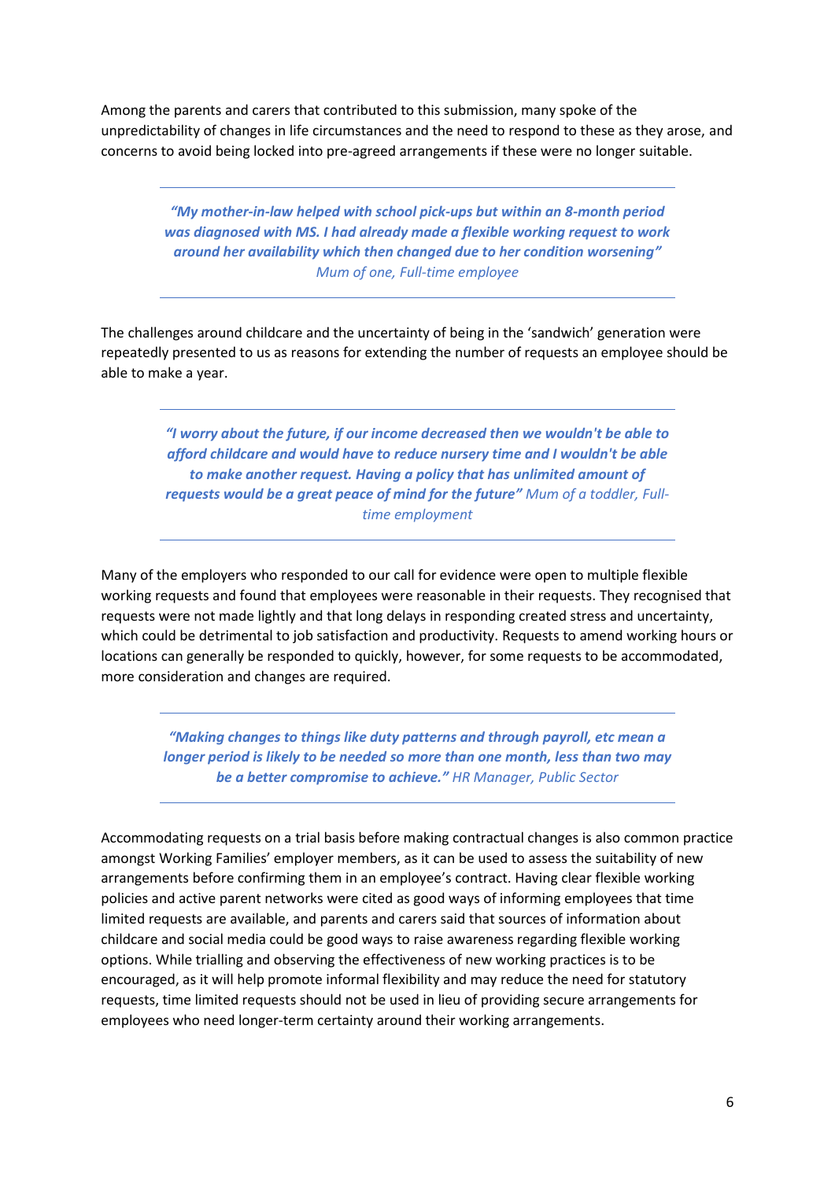Among the parents and carers that contributed to this submission, many spoke of the unpredictability of changes in life circumstances and the need to respond to these as they arose, and concerns to avoid being locked into pre-agreed arrangements if these were no longer suitable.

> ***"My mother-in-law helped with school pick-ups but within an 8-month period was diagnosed with MS. I had already made a flexible working request to work around her availability which then changed due to her condition worsening"***
> *Mum of one, Full-time employee*

The challenges around childcare and the uncertainty of being in the 'sandwich' generation were repeatedly presented to us as reasons for extending the number of requests an employee should be able to make a year.

> ***"I worry about the future, if our income decreased then we wouldn't be able to afford childcare and would have to reduce nursery time and I wouldn't be able to make another request. Having a policy that has unlimited amount of requests would be a great peace of mind for the future"*** *Mum of a toddler, Full-time employment*

Many of the employers who responded to our call for evidence were open to multiple flexible working requests and found that employees were reasonable in their requests. They recognised that requests were not made lightly and that long delays in responding created stress and uncertainty, which could be detrimental to job satisfaction and productivity. Requests to amend working hours or locations can generally be responded to quickly, however, for some requests to be accommodated, more consideration and changes are required.

> ***"Making changes to things like duty patterns and through payroll, etc mean a longer period is likely to be needed so more than one month, less than two may be a better compromise to achieve."*** *HR Manager, Public Sector*

Accommodating requests on a trial basis before making contractual changes is also common practice amongst Working Families' employer members, as it can be used to assess the suitability of new arrangements before confirming them in an employee's contract. Having clear flexible working policies and active parent networks were cited as good ways of informing employees that time limited requests are available, and parents and carers said that sources of information about childcare and social media could be good ways to raise awareness regarding flexible working options. While trialling and observing the effectiveness of new working practices is to be encouraged, as it will help promote informal flexibility and may reduce the need for statutory requests, time limited requests should not be used in lieu of providing secure arrangements for employees who need longer-term certainty around their working arrangements.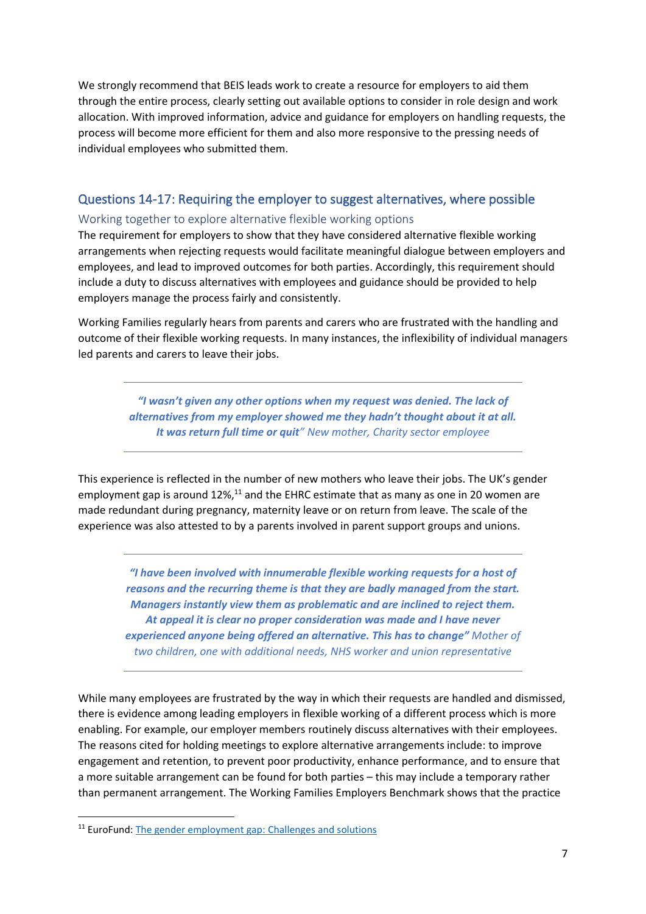We strongly recommend that BEIS leads work to create a resource for employers to aid them through the entire process, clearly setting out available options to consider in role design and work allocation. With improved information, advice and guidance for employers on handling requests, the process will become more efficient for them and also more responsive to the pressing needs of individual employees who submitted them.

## Questions 14-17: Requiring the employer to suggest alternatives, where possible

### Working together to explore alternative flexible working options

The requirement for employers to show that they have considered alternative flexible working arrangements when rejecting requests would facilitate meaningful dialogue between employers and employees, and lead to improved outcomes for both parties. Accordingly, this requirement should include a duty to discuss alternatives with employees and guidance should be provided to help employers manage the process fairly and consistently.

Working Families regularly hears from parents and carers who are frustrated with the handling and outcome of their flexible working requests. In many instances, the inflexibility of individual managers led parents and carers to leave their jobs.

---

> ***"I wasn't given any other options when my request was denied. The lack of alternatives from my employer showed me they hadn't thought about it at all. It was return full time or quit"*** *New mother, Charity sector employee*

---

This experience is reflected in the number of new mothers who leave their jobs. The UK's gender employment gap is around 12%,[11] and the EHRC estimate that as many as one in 20 women are made redundant during pregnancy, maternity leave or on return from leave. The scale of the experience was also attested to by a parents involved in parent support groups and unions.

---

> ***"I have been involved with innumerable flexible working requests for a host of reasons and the recurring theme is that they are badly managed from the start. Managers instantly view them as problematic and are inclined to reject them. At appeal it is clear no proper consideration was made and I have never experienced anyone being offered an alternative. This has to change"*** *Mother of two children, one with additional needs, NHS worker and union representative*

---

While many employees are frustrated by the way in which their requests are handled and dismissed, there is evidence among leading employers in flexible working of a different process which is more enabling. For example, our employer members routinely discuss alternatives with their employees. The reasons cited for holding meetings to explore alternative arrangements include: to improve engagement and retention, to prevent poor productivity, enhance performance, and to ensure that a more suitable arrangement can be found for both parties – this may include a temporary rather than permanent arrangement. The Working Families Employers Benchmark shows that the practice

---

[11] EuroFund: [The gender employment gap: Challenges and solutions]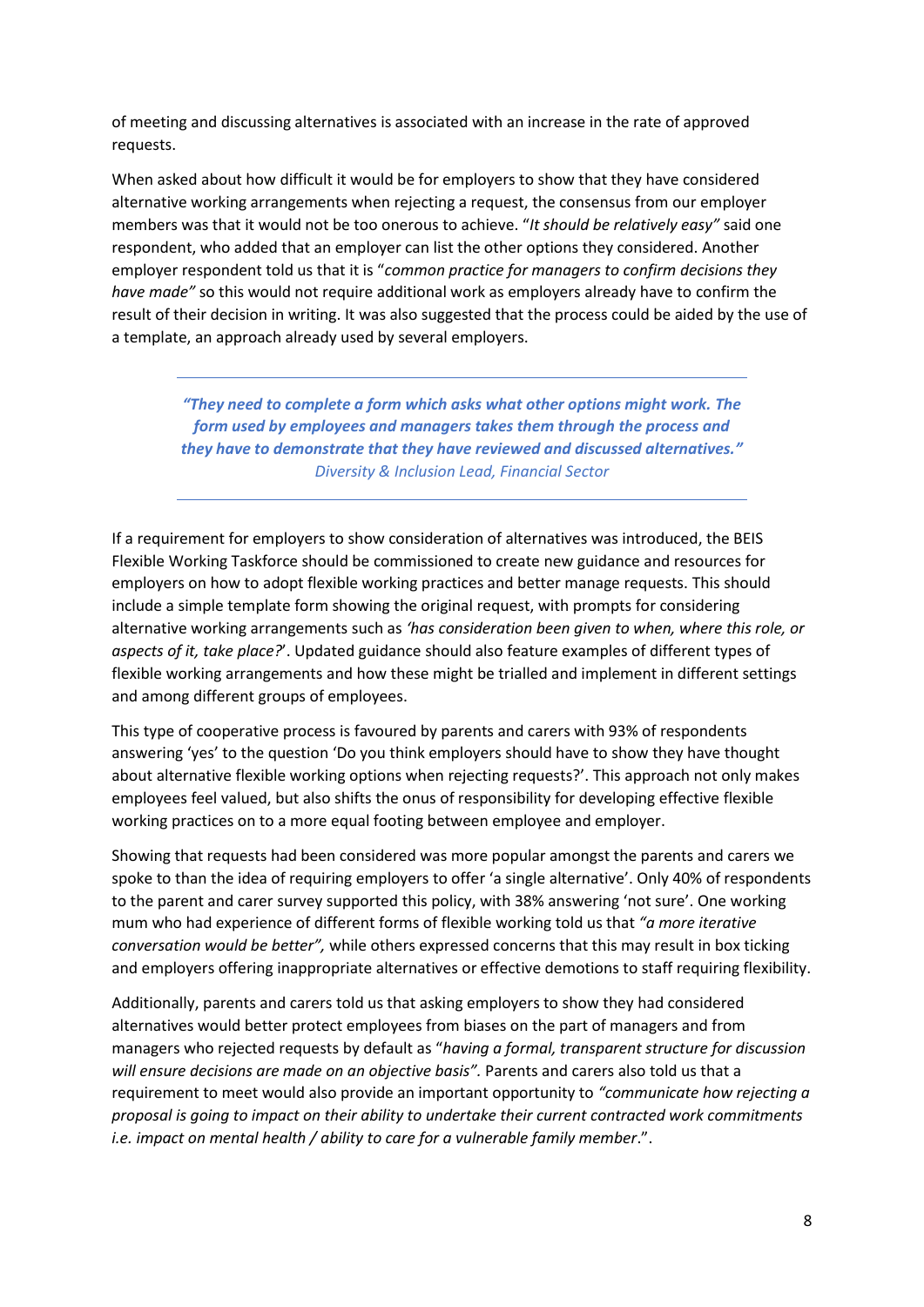of meeting and discussing alternatives is associated with an increase in the rate of approved requests.

When asked about how difficult it would be for employers to show that they have considered alternative working arrangements when rejecting a request, the consensus from our employer members was that it would not be too onerous to achieve. "*It should be relatively easy"* said one respondent, who added that an employer can list the other options they considered. Another employer respondent told us that it is "*common practice for managers to confirm decisions they have made"* so this would not require additional work as employers already have to confirm the result of their decision in writing. It was also suggested that the process could be aided by the use of a template, an approach already used by several employers.

---

> ***"They need to complete a form which asks what other options might work. The form used by employees and managers takes them through the process and they have to demonstrate that they have reviewed and discussed alternatives."***
> *Diversity & Inclusion Lead, Financial Sector*

---

If a requirement for employers to show consideration of alternatives was introduced, the BEIS Flexible Working Taskforce should be commissioned to create new guidance and resources for employers on how to adopt flexible working practices and better manage requests. This should include a simple template form showing the original request, with prompts for considering alternative working arrangements such as *'has consideration been given to when, where this role, or aspects of it, take place?*'. Updated guidance should also feature examples of different types of flexible working arrangements and how these might be trialled and implement in different settings and among different groups of employees.

This type of cooperative process is favoured by parents and carers with 93% of respondents answering 'yes' to the question 'Do you think employers should have to show they have thought about alternative flexible working options when rejecting requests?'. This approach not only makes employees feel valued, but also shifts the onus of responsibility for developing effective flexible working practices on to a more equal footing between employee and employer.

Showing that requests had been considered was more popular amongst the parents and carers we spoke to than the idea of requiring employers to offer 'a single alternative'. Only 40% of respondents to the parent and carer survey supported this policy, with 38% answering 'not sure'. One working mum who had experience of different forms of flexible working told us that *"a more iterative conversation would be better",* while others expressed concerns that this may result in box ticking and employers offering inappropriate alternatives or effective demotions to staff requiring flexibility.

Additionally, parents and carers told us that asking employers to show they had considered alternatives would better protect employees from biases on the part of managers and from managers who rejected requests by default as "*having a formal, transparent structure for discussion will ensure decisions are made on an objective basis"*. Parents and carers also told us that a requirement to meet would also provide an important opportunity to *"communicate how rejecting a proposal is going to impact on their ability to undertake their current contracted work commitments i.e. impact on mental health / ability to care for a vulnerable family member*.".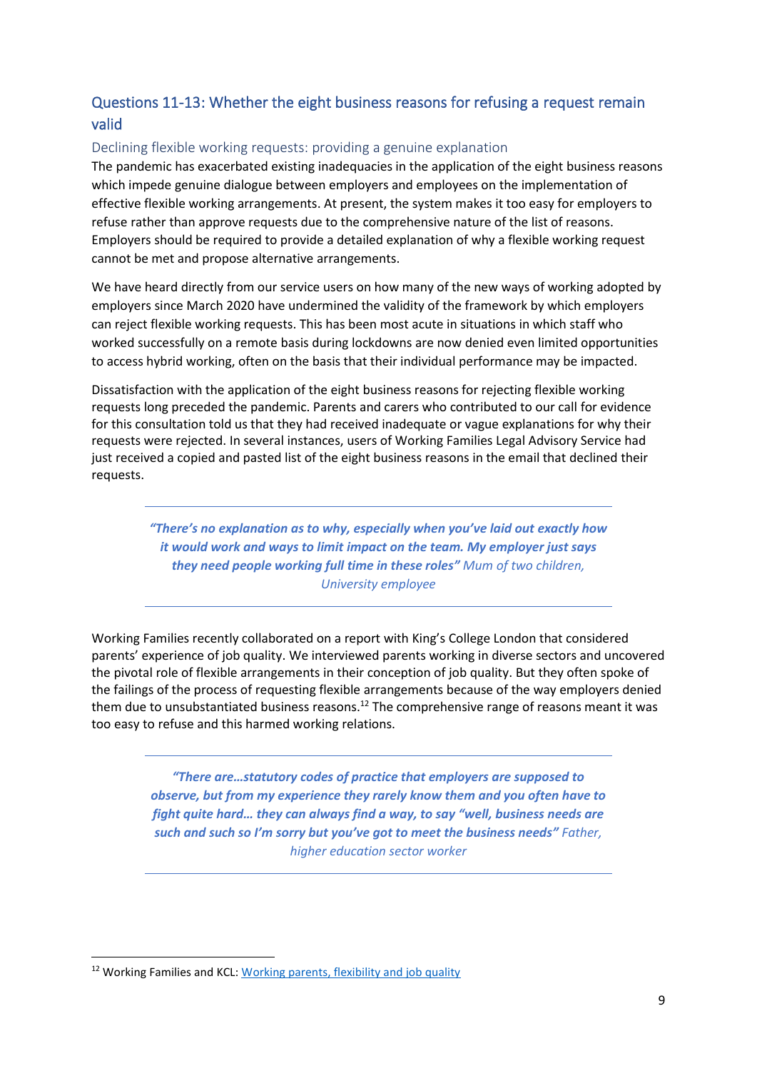## Questions 11-13: Whether the eight business reasons for refusing a request remain valid

### Declining flexible working requests: providing a genuine explanation

The pandemic has exacerbated existing inadequacies in the application of the eight business reasons which impede genuine dialogue between employers and employees on the implementation of effective flexible working arrangements. At present, the system makes it too easy for employers to refuse rather than approve requests due to the comprehensive nature of the list of reasons. Employers should be required to provide a detailed explanation of why a flexible working request cannot be met and propose alternative arrangements.

We have heard directly from our service users on how many of the new ways of working adopted by employers since March 2020 have undermined the validity of the framework by which employers can reject flexible working requests. This has been most acute in situations in which staff who worked successfully on a remote basis during lockdowns are now denied even limited opportunities to access hybrid working, often on the basis that their individual performance may be impacted.

Dissatisfaction with the application of the eight business reasons for rejecting flexible working requests long preceded the pandemic. Parents and carers who contributed to our call for evidence for this consultation told us that they had received inadequate or vague explanations for why their requests were rejected. In several instances, users of Working Families Legal Advisory Service had just received a copied and pasted list of the eight business reasons in the email that declined their requests.

> ***"There's no explanation as to why, especially when you've laid out exactly how it would work and ways to limit impact on the team. My employer just says they need people working full time in these roles"*** *Mum of two children, University employee*

Working Families recently collaborated on a report with King's College London that considered parents' experience of job quality. We interviewed parents working in diverse sectors and uncovered the pivotal role of flexible arrangements in their conception of job quality. But they often spoke of the failings of the process of requesting flexible arrangements because of the way employers denied them due to unsubstantiated business reasons.[12] The comprehensive range of reasons meant it was too easy to refuse and this harmed working relations.

> ***"There are…statutory codes of practice that employers are supposed to observe, but from my experience they rarely know them and you often have to fight quite hard… they can always find a way, to say "well, business needs are such and such so I'm sorry but you've got to meet the business needs"*** *Father, higher education sector worker*

---

[12] Working Families and KCL: [Working parents, flexibility and job quality]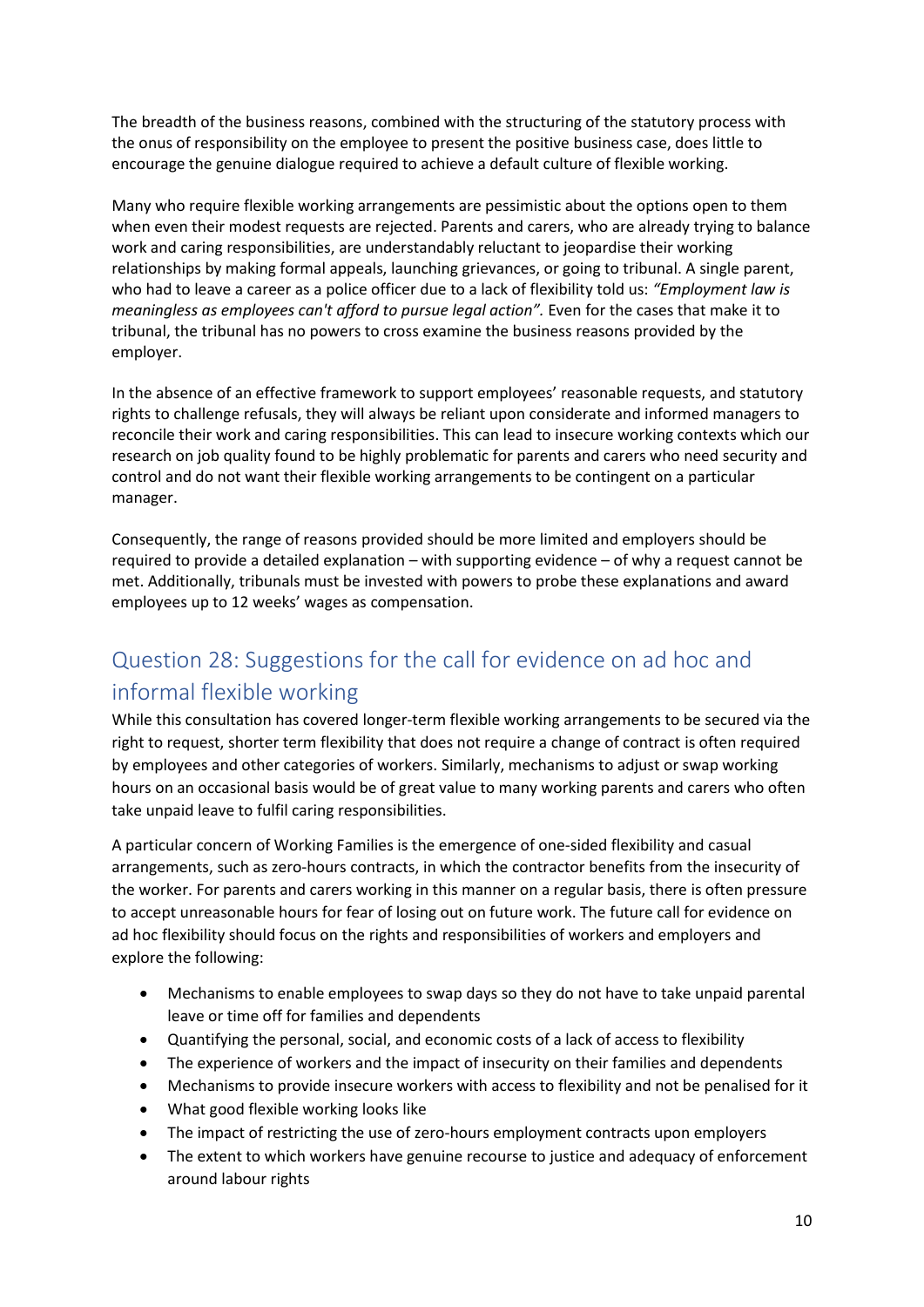The breadth of the business reasons, combined with the structuring of the statutory process with the onus of responsibility on the employee to present the positive business case, does little to encourage the genuine dialogue required to achieve a default culture of flexible working.

Many who require flexible working arrangements are pessimistic about the options open to them when even their modest requests are rejected. Parents and carers, who are already trying to balance work and caring responsibilities, are understandably reluctant to jeopardise their working relationships by making formal appeals, launching grievances, or going to tribunal. A single parent, who had to leave a career as a police officer due to a lack of flexibility told us: *"Employment law is meaningless as employees can't afford to pursue legal action".* Even for the cases that make it to tribunal, the tribunal has no powers to cross examine the business reasons provided by the employer.

In the absence of an effective framework to support employees' reasonable requests, and statutory rights to challenge refusals, they will always be reliant upon considerate and informed managers to reconcile their work and caring responsibilities. This can lead to insecure working contexts which our research on job quality found to be highly problematic for parents and carers who need security and control and do not want their flexible working arrangements to be contingent on a particular manager.

Consequently, the range of reasons provided should be more limited and employers should be required to provide a detailed explanation – with supporting evidence – of why a request cannot be met. Additionally, tribunals must be invested with powers to probe these explanations and award employees up to 12 weeks' wages as compensation.

## Question 28: Suggestions for the call for evidence on ad hoc and informal flexible working

While this consultation has covered longer-term flexible working arrangements to be secured via the right to request, shorter term flexibility that does not require a change of contract is often required by employees and other categories of workers. Similarly, mechanisms to adjust or swap working hours on an occasional basis would be of great value to many working parents and carers who often take unpaid leave to fulfil caring responsibilities.

A particular concern of Working Families is the emergence of one-sided flexibility and casual arrangements, such as zero-hours contracts, in which the contractor benefits from the insecurity of the worker. For parents and carers working in this manner on a regular basis, there is often pressure to accept unreasonable hours for fear of losing out on future work. The future call for evidence on ad hoc flexibility should focus on the rights and responsibilities of workers and employers and explore the following:

- Mechanisms to enable employees to swap days so they do not have to take unpaid parental leave or time off for families and dependents
- Quantifying the personal, social, and economic costs of a lack of access to flexibility
- The experience of workers and the impact of insecurity on their families and dependents
- Mechanisms to provide insecure workers with access to flexibility and not be penalised for it
- What good flexible working looks like
- The impact of restricting the use of zero-hours employment contracts upon employers
- The extent to which workers have genuine recourse to justice and adequacy of enforcement around labour rights